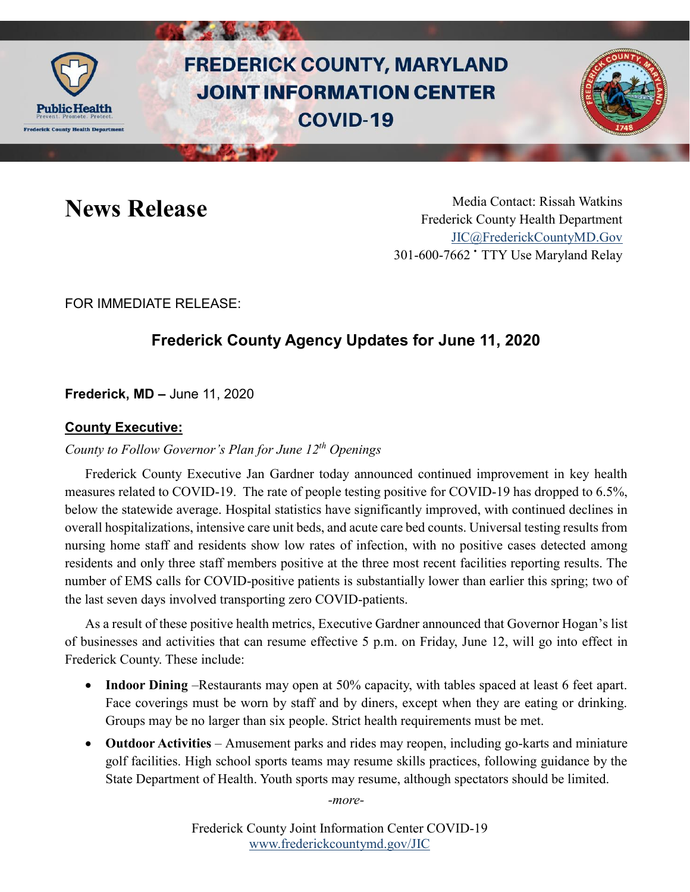# FREDERICK COUNTY, MARYLAND JOINT INFORMATION CENTER COVID-19

# News Release

Media Contact: Rissah Watkins
Frederick County Health Department
JIC@FrederickCountyMD.Gov
301-600-7662 • TTY Use Maryland Relay

FOR IMMEDIATE RELEASE:

## Frederick County Agency Updates for June 11, 2020

**Frederick, MD –** June 11, 2020

### County Executive:

*County to Follow Governor's Plan for June 12th Openings*

Frederick County Executive Jan Gardner today announced continued improvement in key health measures related to COVID-19. The rate of people testing positive for COVID-19 has dropped to 6.5%, below the statewide average. Hospital statistics have significantly improved, with continued declines in overall hospitalizations, intensive care unit beds, and acute care bed counts. Universal testing results from nursing home staff and residents show low rates of infection, with no positive cases detected among residents and only three staff members positive at the three most recent facilities reporting results. The number of EMS calls for COVID-positive patients is substantially lower than earlier this spring; two of the last seven days involved transporting zero COVID-patients.

As a result of these positive health metrics, Executive Gardner announced that Governor Hogan's list of businesses and activities that can resume effective 5 p.m. on Friday, June 12, will go into effect in Frederick County. These include:

- **Indoor Dining** –Restaurants may open at 50% capacity, with tables spaced at least 6 feet apart. Face coverings must be worn by staff and by diners, except when they are eating or drinking. Groups may be no larger than six people. Strict health requirements must be met.
- **Outdoor Activities** – Amusement parks and rides may reopen, including go-karts and miniature golf facilities. High school sports teams may resume skills practices, following guidance by the State Department of Health. Youth sports may resume, although spectators should be limited.

*-more-*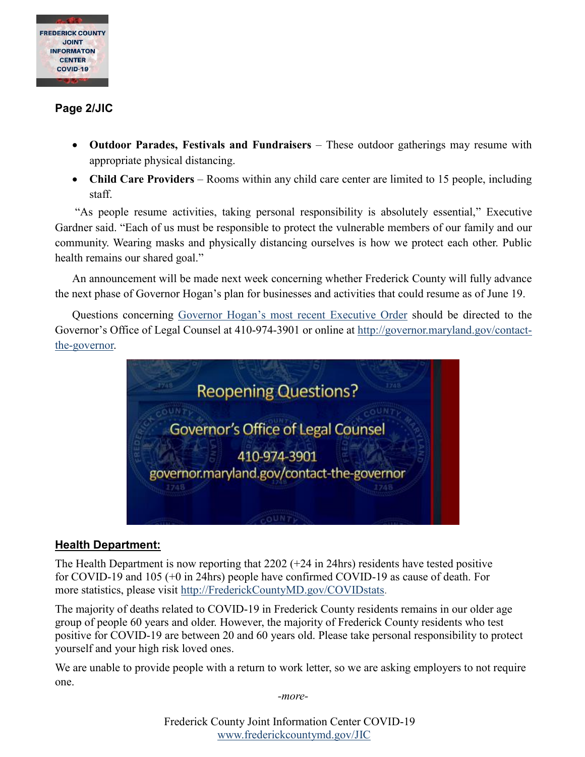**Page 2/JIC**

- **Outdoor Parades, Festivals and Fundraisers** – These outdoor gatherings may resume with appropriate physical distancing.
- **Child Care Providers** – Rooms within any child care center are limited to 15 people, including staff.

"As people resume activities, taking personal responsibility is absolutely essential," Executive Gardner said. "Each of us must be responsible to protect the vulnerable members of our family and our community. Wearing masks and physically distancing ourselves is how we protect each other. Public health remains our shared goal."

An announcement will be made next week concerning whether Frederick County will fully advance the next phase of Governor Hogan's plan for businesses and activities that could resume as of June 19.

Questions concerning Governor Hogan's most recent Executive Order should be directed to the Governor's Office of Legal Counsel at 410-974-3901 or online at http://governor.maryland.gov/contact-the-governor.

Reopening Questions?

Governor's Office of Legal Counsel

410-974-3901

governor.maryland.gov/contact-the-governor

## Health Department:

The Health Department is now reporting that 2202 (+24 in 24hrs) residents have tested positive for COVID-19 and 105 (+0 in 24hrs) people have confirmed COVID-19 as cause of death. For more statistics, please visit http://FrederickCountyMD.gov/COVIDstats.

The majority of deaths related to COVID-19 in Frederick County residents remains in our older age group of people 60 years and older. However, the majority of Frederick County residents who test positive for COVID-19 are between 20 and 60 years old. Please take personal responsibility to protect yourself and your high risk loved ones.

We are unable to provide people with a return to work letter, so we are asking employers to not require one.

*-more-*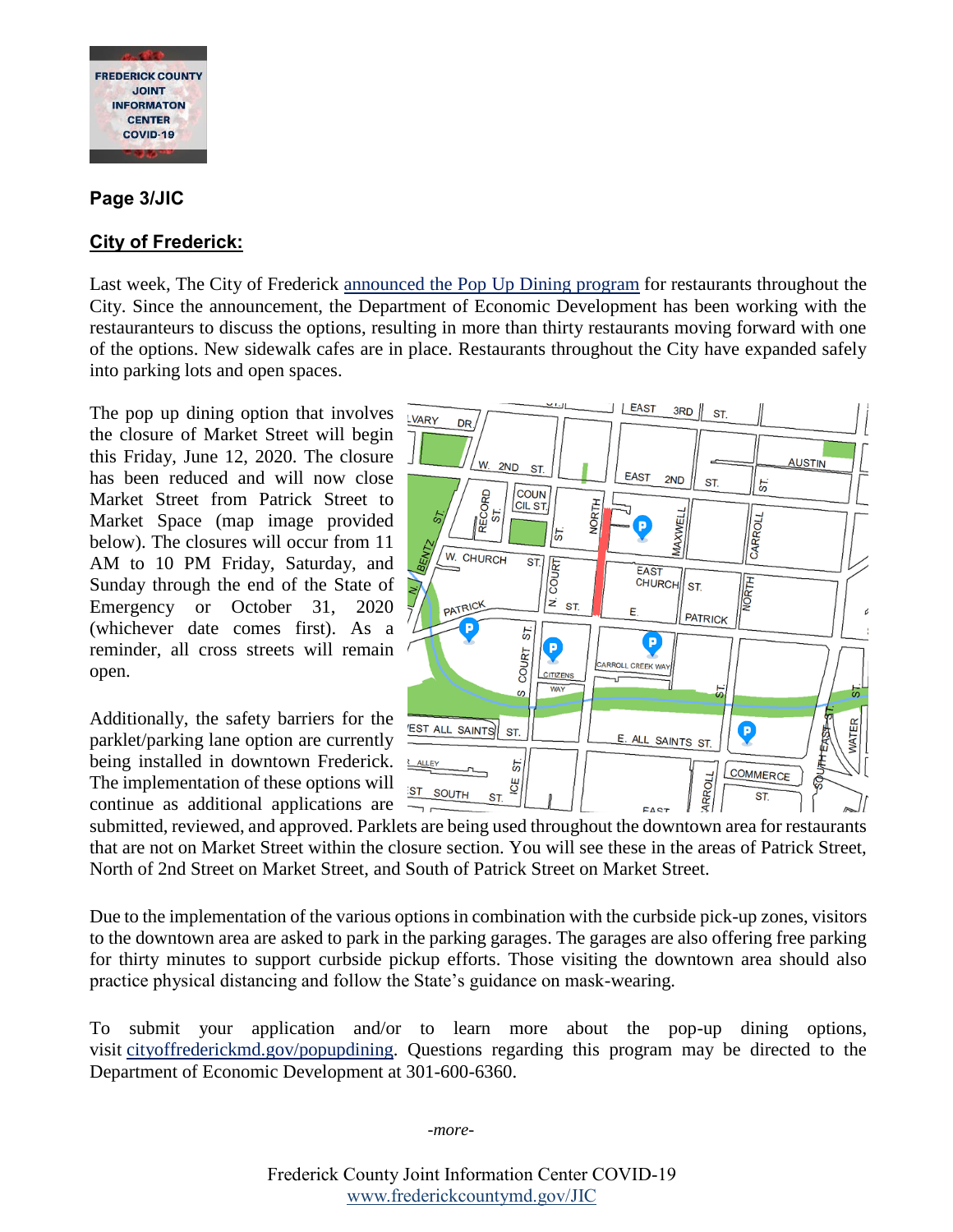**Page 3/JIC**

## City of Frederick:

Last week, The City of Frederick announced the Pop Up Dining program for restaurants throughout the City. Since the announcement, the Department of Economic Development has been working with the restaurateurs to discuss the options, resulting in more than thirty restaurants moving forward with one of the options. New sidewalk cafes are in place. Restaurants throughout the City have expanded safely into parking lots and open spaces.

The pop up dining option that involves the closure of Market Street will begin this Friday, June 12, 2020. The closure has been reduced and will now close Market Street from Patrick Street to Market Space (map image provided below). The closures will occur from 11 AM to 10 PM Friday, Saturday, and Sunday through the end of the State of Emergency or October 31, 2020 (whichever date comes first). As a reminder, all cross streets will remain open.

Additionally, the safety barriers for the parklet/parking lane option are currently being installed in downtown Frederick. The implementation of these options will continue as additional applications are submitted, reviewed, and approved. Parklets are being used throughout the downtown area for restaurants that are not on Market Street within the closure section. You will see these in the areas of Patrick Street, North of 2nd Street on Market Street, and South of Patrick Street on Market Street.

Due to the implementation of the various options in combination with the curbside pick-up zones, visitors to the downtown area are asked to park in the parking garages. The garages are also offering free parking for thirty minutes to support curbside pickup efforts. Those visiting the downtown area should also practice physical distancing and follow the State's guidance on mask-wearing.

To submit your application and/or to learn more about the pop-up dining options, visit cityoffrederickmd.gov/popupdining. Questions regarding this program may be directed to the Department of Economic Development at 301-600-6360.

*-more-*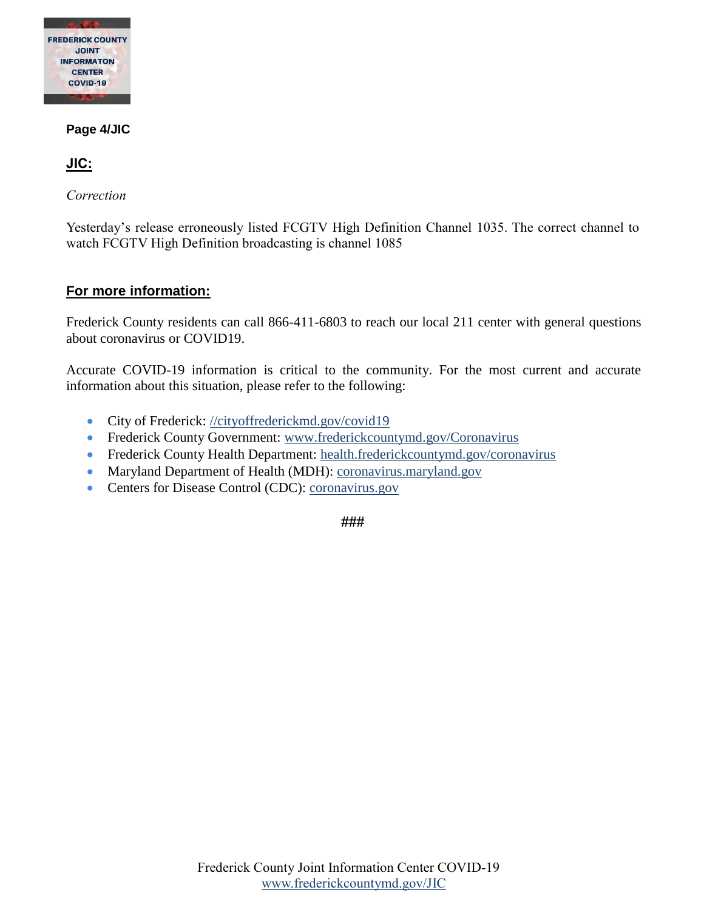**Page 4/JIC**

## JIC:

*Correction*

Yesterday's release erroneously listed FCGTV High Definition Channel 1035. The correct channel to watch FCGTV High Definition broadcasting is channel 1085

## For more information:

Frederick County residents can call 866-411-6803 to reach our local 211 center with general questions about coronavirus or COVID19.

Accurate COVID-19 information is critical to the community. For the most current and accurate information about this situation, please refer to the following:

- City of Frederick: //cityoffrederickmd.gov/covid19
- Frederick County Government: www.frederickcountymd.gov/Coronavirus
- Frederick County Health Department: health.frederickcountymd.gov/coronavirus
- Maryland Department of Health (MDH): coronavirus.maryland.gov
- Centers for Disease Control (CDC): coronavirus.gov

###